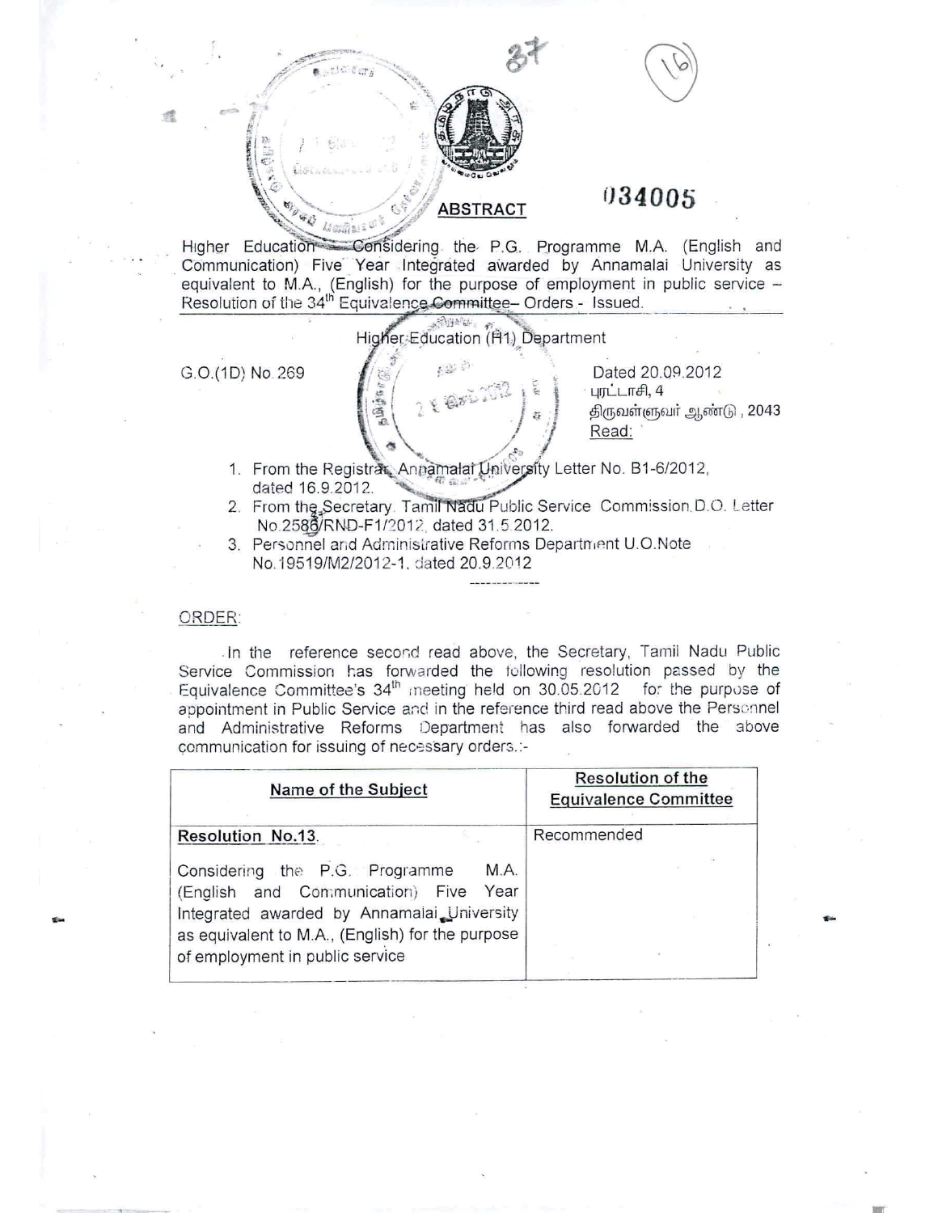## ABSTRACT

034005

Higher Education – Considering the P.G. Programme M.A. (English and Communication) Five Year Integrated awarded by Annamalai University as equivalent to M.A., (English) for the purpose of employment in public service – Resolution of the 34th Equivalence Committee– Orders - Issued.

---

Higher Education (H1) Department

G.O.(1D) No. 269 Dated 20.09.2012
புரட்டாசி, 4
திருவள்ளுவர் ஆண்டு, 2043
Read:

1. From the Registrar, Annamalai University Letter No. B1-6/2012, dated 16.9.2012.
2. From the Secretary, Tamil Nadu Public Service Commission D.O. Letter No.2586/RND-F1/2012, dated 31.5.2012.
3. Personnel and Administrative Reforms Department U.O.Note No.19519/M2/2012-1, dated 20.9.2012

---

ORDER:

In the reference second read above, the Secretary, Tamil Nadu Public Service Commission has forwarded the following resolution passed by the Equivalence Committee's 34th meeting held on 30.05.2012 for the purpose of appointment in Public Service and in the reference third read above the Personnel and Administrative Reforms Department has also forwarded the above communication for issuing of necessary orders.:-

| Name of the Subject | Resolution of the Equivalence Committee |
|---|---|
| **Resolution No.13.** Considering the P.G. Programme M.A. (English and Communication) Five Year Integrated awarded by Annamalai University as equivalent to M.A., (English) for the purpose of employment in public service | Recommended |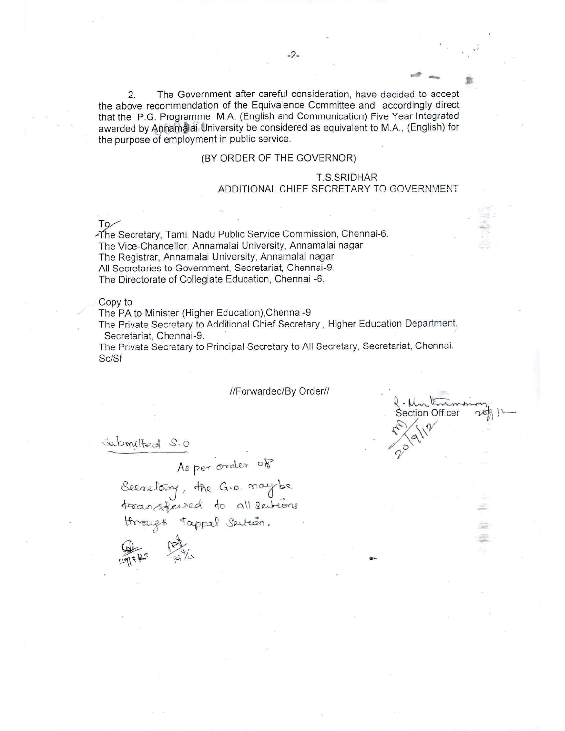2. The Government after careful consideration, have decided to accept the above recommendation of the Equivalence Committee and accordingly direct that the P.G. Programme M.A. (English and Communication) Five Year Integrated awarded by Annamalai University be considered as equivalent to M.A., (English) for the purpose of employment in public service.

(BY ORDER OF THE GOVERNOR)

T.S.SRIDHAR
ADDITIONAL CHIEF SECRETARY TO GOVERNMENT

To

The Secretary, Tamil Nadu Public Service Commission, Chennai-6.
The Vice-Chancellor, Annamalai University, Annamalai nagar
The Registrar, Annamalai University, Annamalai nagar
All Secretaries to Government, Secretariat, Chennai-9.
The Directorate of Collegiate Education, Chennai -6.

Copy to

The PA to Minister (Higher Education),Chennai-9
The Private Secretary to Additional Chief Secretary , Higher Education Department, Secretariat, Chennai-9.
The Private Secretary to Principal Secretary to All Secretary, Secretariat, Chennai.
Sc/Sf

//Forwarded/By Order//

Section Officer

Submitted S.O

As per order of Secretary, the G.O. may be transferred to all sections through Tappal Section.